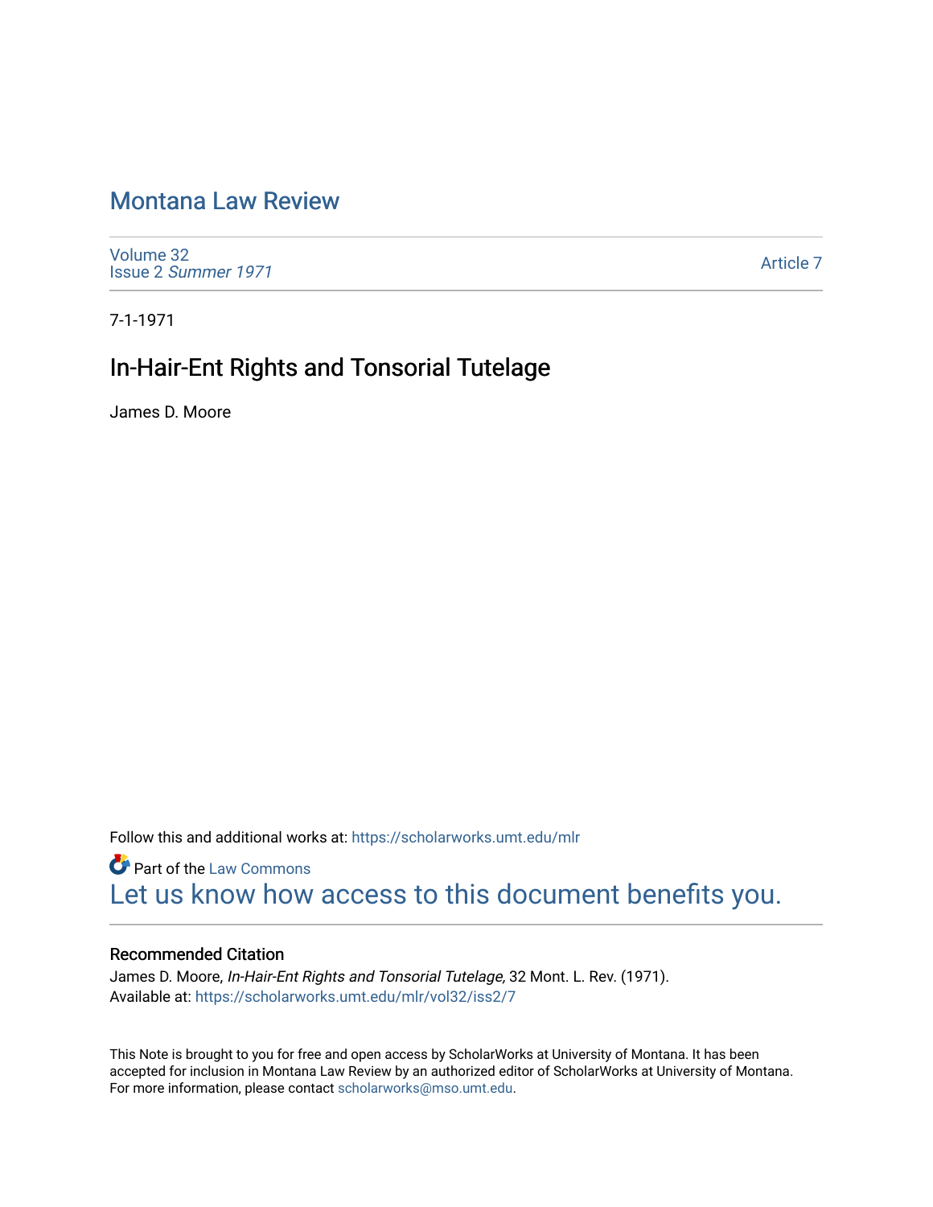# Montana Law Review

Volume 32
Issue 2 *Summer 1971*

Article 7

7-1-1971

## In-Hair-Ent Rights and Tonsorial Tutelage

James D. Moore

Follow this and additional works at: https://scholarworks.umt.edu/mlr

Part of the Law Commons

Let us know how access to this document benefits you.

### Recommended Citation

James D. Moore, *In-Hair-Ent Rights and Tonsorial Tutelage,* 32 Mont. L. Rev. (1971).
Available at: https://scholarworks.umt.edu/mlr/vol32/iss2/7

This Note is brought to you for free and open access by ScholarWorks at University of Montana. It has been accepted for inclusion in Montana Law Review by an authorized editor of ScholarWorks at University of Montana. For more information, please contact scholarworks@mso.umt.edu.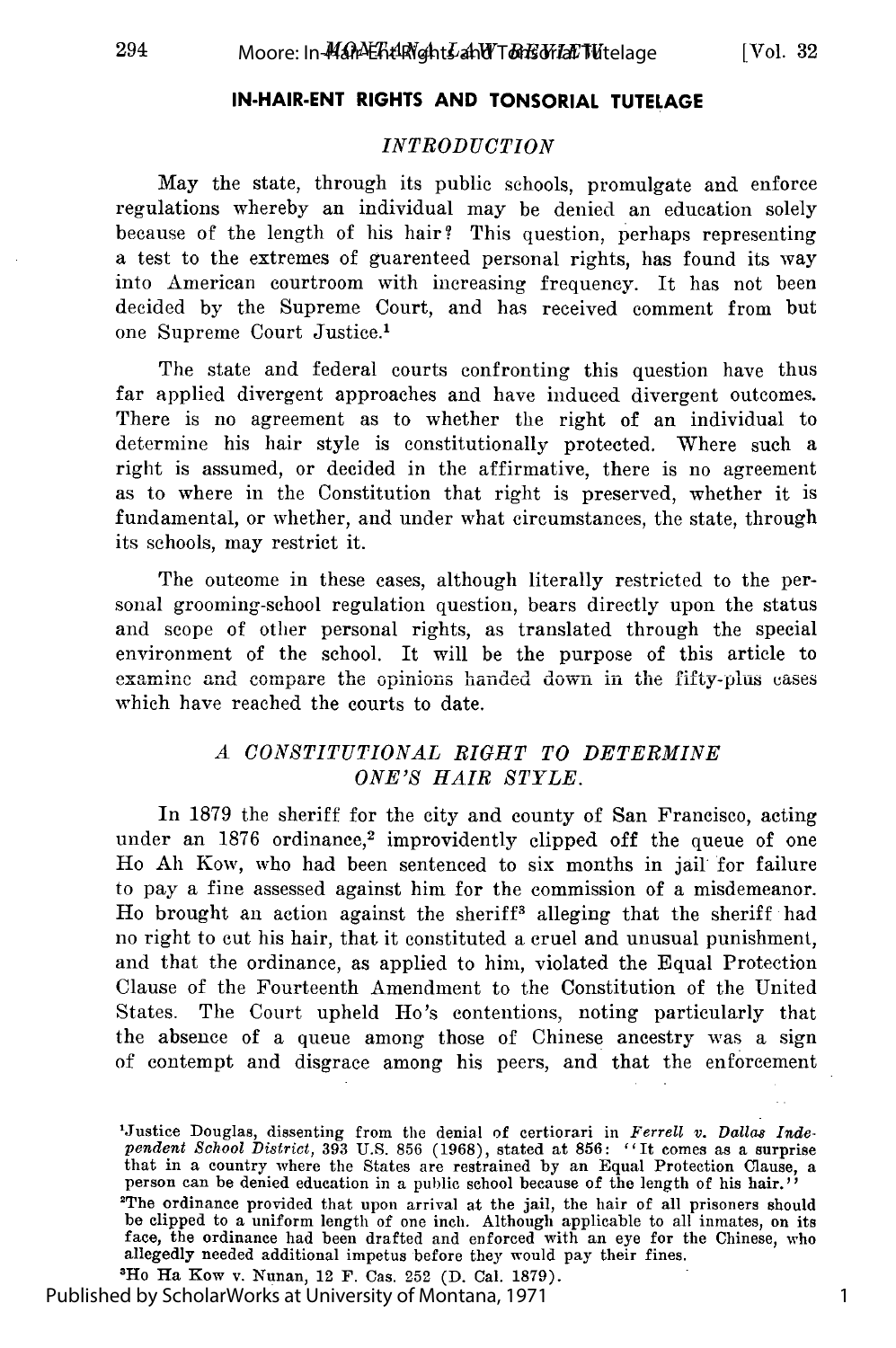## IN-HAIR-ENT RIGHTS AND TONSORIAL TUTELAGE

### *INTRODUCTION*

May the state, through its public schools, promulgate and enforce regulations whereby an individual may be denied an education solely because of the length of his hair? This question, perhaps representing a test to the extremes of guarenteed personal rights, has found its way into American courtroom with increasing frequency. It has not been decided by the Supreme Court, and has received comment from but one Supreme Court Justice.[1]

The state and federal courts confronting this question have thus far applied divergent approaches and have induced divergent outcomes. There is no agreement as to whether the right of an individual to determine his hair style is constitutionally protected. Where such a right is assumed, or decided in the affirmative, there is no agreement as to where in the Constitution that right is preserved, whether it is fundamental, or whether, and under what circumstances, the state, through its schools, may restrict it.

The outcome in these cases, although literally restricted to the personal grooming-school regulation question, bears directly upon the status and scope of other personal rights, as translated through the special environment of the school. It will be the purpose of this article to examine and compare the opinions handed down in the fifty-plus cases which have reached the courts to date.

### *A CONSTITUTIONAL RIGHT TO DETERMINE ONE'S HAIR STYLE.*

In 1879 the sheriff for the city and county of San Francisco, acting under an 1876 ordinance,[2] improvidently clipped off the queue of one Ho Ah Kow, who had been sentenced to six months in jail for failure to pay a fine assessed against him for the commission of a misdemeanor. Ho brought an action against the sheriff[3] alleging that the sheriff had no right to cut his hair, that it constituted a cruel and unusual punishment, and that the ordinance, as applied to him, violated the Equal Protection Clause of the Fourteenth Amendment to the Constitution of the United States. The Court upheld Ho's contentions, noting particularly that the absence of a queue among those of Chinese ancestry was a sign of contempt and disgrace among his peers, and that the enforcement

---

[1]Justice Douglas, dissenting from the denial of certiorari in *Ferrell v. Dallas Independent School District*, 393 U.S. 856 (1968), stated at 856: "It comes as a surprise that in a country where the States are restrained by an Equal Protection Clause, a person can be denied education in a public school because of the length of his hair."

[2]The ordinance provided that upon arrival at the jail, the hair of all prisoners should be clipped to a uniform length of one inch. Although applicable to all inmates, on its face, the ordinance had been drafted and enforced with an eye for the Chinese, who allegedly needed additional impetus before they would pay their fines.

[3]Ho Ha Kow v. Nunan, 12 F. Cas. 252 (D. Cal. 1879).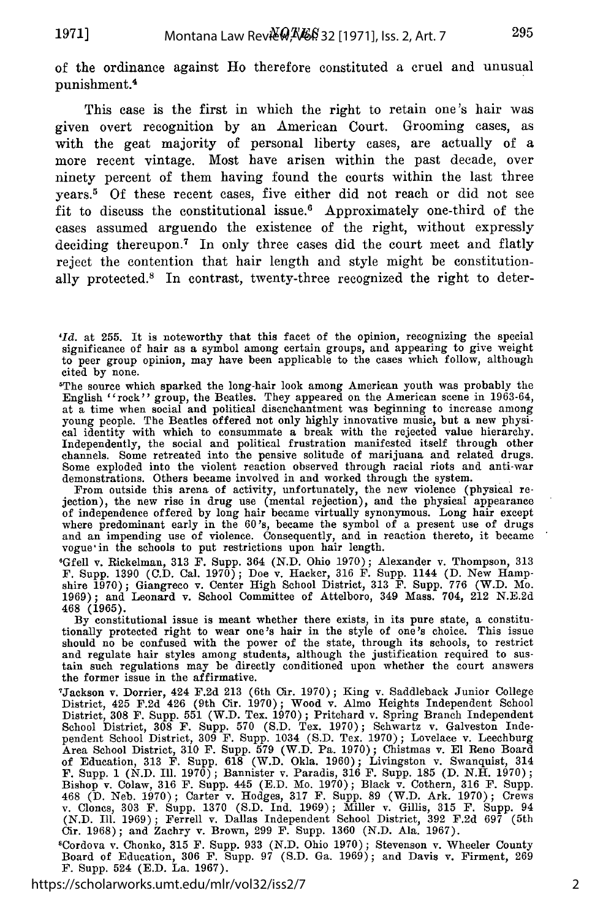of the ordinance against Ho therefore constituted a cruel and unusual punishment.[4]

This case is the first in which the right to retain one's hair was given overt recognition by an American Court. Grooming cases, as with the geat majority of personal liberty cases, are actually of a more recent vintage. Most have arisen within the past decade, over ninety percent of them having found the courts within the last three years.[5] Of these recent cases, five either did not reach or did not see fit to discuss the constitutional issue.[6] Approximately one-third of the cases assumed arguendo the existence of the right, without expressly deciding thereupon.[7] In only three cases did the court meet and flatly reject the contention that hair length and style might be constitutionally protected.[8] In contrast, twenty-three recognized the right to deter-

---

[4]*Id.* at 255. It is noteworthy that this facet of the opinion, recognizing the special significance of hair as a symbol among certain groups, and appearing to give weight to peer group opinion, may have been applicable to the cases which follow, although cited by none.

[5]The source which sparked the long-hair look among American youth was probably the English "rock" group, the Beatles. They appeared on the American scene in 1963-64, at a time when social and political disenchantment was beginning to increase among young people. The Beatles offered not only highly innovative music, but a new physical identity with which to consummate a break with the rejected value hierarchy. Independently, the social and political frustration manifested itself through other channels. Some retreated into the pensive solitude of marijuana and related drugs. Some exploded into the violent reaction observed through racial riots and anti-war demonstrations. Others became involved in and worked through the system.

From outside this arena of activity, unfortunately, the new violence (physical rejection), the new rise in drug use (mental rejection), and the physical appearance of independence offered by long hair became virtually synonymous. Long hair except where predominant early in the 60's, became the symbol of a present use of drugs and an impending use of violence. Consequently, and in reaction thereto, it became vogue in the schools to put restrictions upon hair length.

[6]Gfell v. Rickelman, 313 F. Supp. 364 (N.D. Ohio 1970); Alexander v. Thompson, 313 F. Supp. 1390 (C.D. Cal. 1970); Doe v. Hacker, 316 F. Supp. 1144 (D. New Hampshire 1970); Giangreco v. Center High School District, 313 F. Supp. 776 (W.D. Mo. 1969); and Leonard v. School Committee of Attelboro, 349 Mass. 704, 212 N.E.2d 468 (1965).

By constitutional issue is meant whether there exists, in its pure state, a constitutionally protected right to wear one's hair in the style of one's choice. This issue should no be confused with the power of the state, through its schools, to restrict and regulate hair styles among students, although the justification required to sustain such regulations may be directly conditioned upon whether the court answers the former issue in the affirmative.

[7]Jackson v. Dorrier, 424 F.2d 213 (6th Cir. 1970); King v. Saddleback Junior College District, 425 F.2d 426 (9th Cir. 1970); Wood v. Almo Heights Independent School District, 308 F. Supp. 551 (W.D. Tex. 1970); Pritchard v. Spring Branch Independent School District, 308 F. Supp. 570 (S.D. Tex. 1970); Schwartz v. Galveston Independent School District, 309 F. Supp. 1034 (S.D. Tex. 1970); Lovelace v. Leechburg Area School District, 310 F. Supp. 579 (W.D. Pa. 1970); Chistmas v. El Reno Board of Education, 313 F. Supp. 618 (W.D. Okla. 1960); Livingston v. Swanquist, 314 F. Supp. 1 (N.D. Ill. 1970); Bannister v. Paradis, 316 F. Supp. 185 (D. N.H. 1970); Bishop v. Colaw, 316 F. Supp. 445 (E.D. Mo. 1970); Black v. Cothern, 316 F. Supp. 468 (D. Neb. 1970); Carter v. Hodges, 317 F. Supp. 89 (W.D. Ark. 1970); Crews v. Clones, 303 F. Supp. 1370 (S.D. Ind. 1969); Miller v. Gillis, 315 F. Supp. 94 (N.D. Ill. 1969); Ferrell v. Dallas Independent School District, 392 F.2d 697 (5th Cir. 1968); and Zachry v. Brown, 299 F. Supp. 1360 (N.D. Ala. 1967).

[8]Cordova v. Chonko, 315 F. Supp. 933 (N.D. Ohio 1970); Stevenson v. Wheeler County Board of Education, 306 F. Supp. 97 (S.D. Ga. 1969); and Davis v. Firment, 269 F. Supp. 524 (E.D. La. 1967).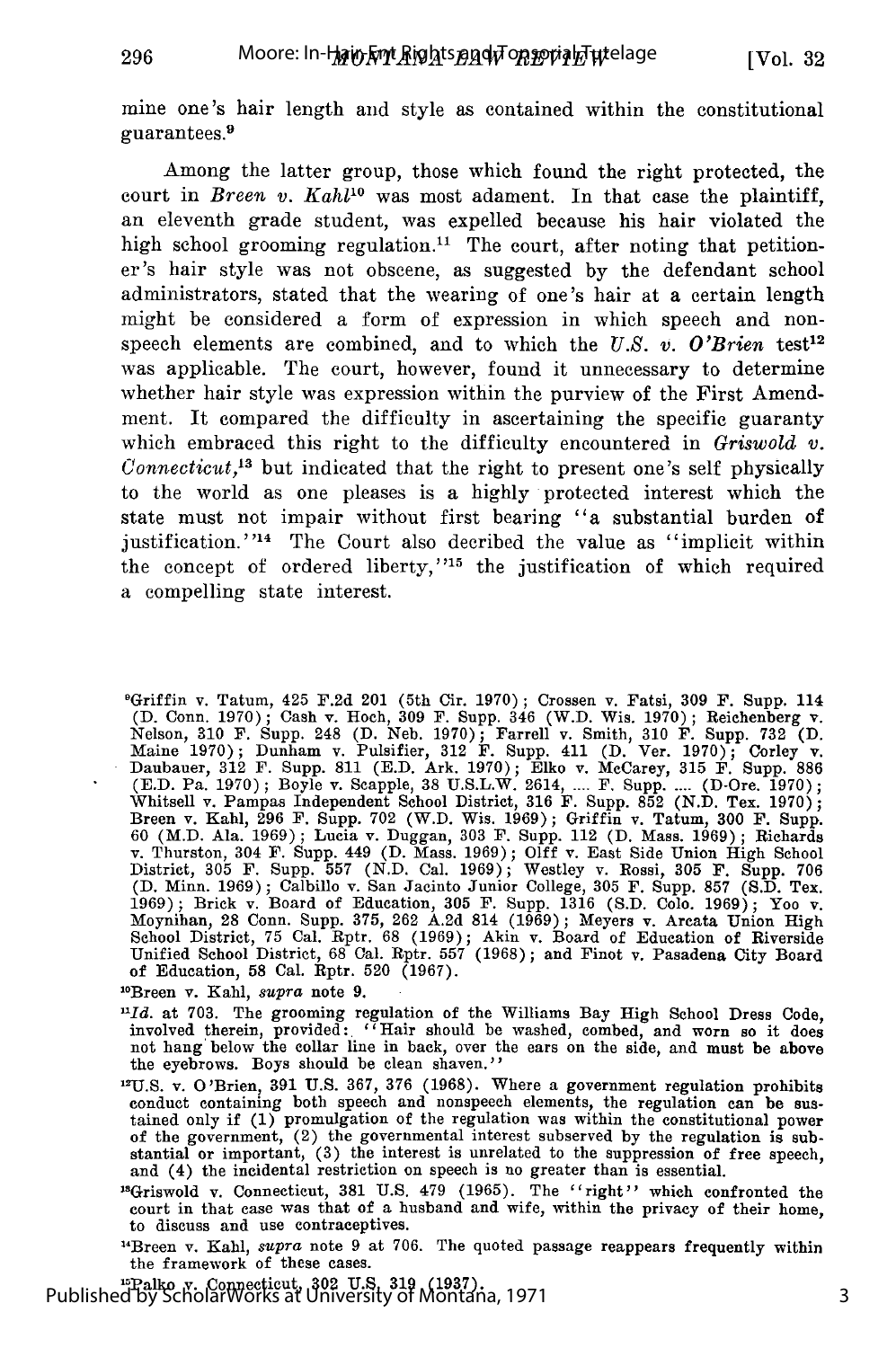mine one's hair length and style as contained within the constitutional guarantees.[9]

Among the latter group, those which found the right protected, the court in *Breen v. Kahl*[10] was most adament. In that case the plaintiff, an eleventh grade student, was expelled because his hair violated the high school grooming regulation.[11] The court, after noting that petitioner's hair style was not obscene, as suggested by the defendant school administrators, stated that the wearing of one's hair at a certain length might be considered a form of expression in which speech and nonspeech elements are combined, and to which the *U.S. v. O'Brien* test[12] was applicable. The court, however, found it unnecessary to determine whether hair style was expression within the purview of the First Amendment. It compared the difficulty in ascertaining the specific guaranty which embraced this right to the difficulty encountered in *Griswold v. Connecticut*,[13] but indicated that the right to present one's self physically to the world as one pleases is a highly protected interest which the state must not impair without first bearing "a substantial burden of justification."[14] The Court also decribed the value as "implicit within the concept of ordered liberty,"[15] the justification of which required a compelling state interest.

---

[9]Griffin v. Tatum, 425 F.2d 201 (5th Cir. 1970); Crossen v. Fatsi, 309 F. Supp. 114 (D. Conn. 1970); Cash v. Hoch, 309 F. Supp. 346 (W.D. Wis. 1970); Reichenberg v. Nelson, 310 F. Supp. 248 (D. Neb. 1970); Farrell v. Smith, 310 F. Supp. 732 (D. Maine 1970); Dunham v. Pulsifier, 312 F. Supp. 411 (D. Ver. 1970); Corley v. Daubauer, 312 F. Supp. 811 (E.D. Ark. 1970); Elko v. McCarey, 315 F. Supp. 886 (E.D. Pa. 1970); Boyle v. Scapple, 38 U.S.L.W. 2614, .... F. Supp. .... (D-Ore. 1970); Whitsell v. Pampas Independent School District, 316 F. Supp. 852 (N.D. Tex. 1970); Breen v. Kahl, 296 F. Supp. 702 (W.D. Wis. 1969); Griffin v. Tatum, 300 F. Supp. 60 (M.D. Ala. 1969); Lucia v. Duggan, 303 F. Supp. 112 (D. Mass. 1969); Richards v. Thurston, 304 F. Supp. 449 (D. Mass. 1969); Olff v. East Side Union High School District, 305 F. Supp. 557 (N.D. Cal. 1969); Westley v. Rossi, 305 F. Supp. 706 (D. Minn. 1969); Calbillo v. San Jacinto Junior College, 305 F. Supp. 857 (S.D. Tex. 1969); Brick v. Board of Education, 305 F. Supp. 1316 (S.D. Colo. 1969); Yoo v. Moynihan, 28 Conn. Supp. 375, 262 A.2d 814 (1969); Meyers v. Arcata Union High School District, 75 Cal. Rptr. 68 (1969); Akin v. Board of Education of Riverside Unified School District, 68 Cal. Rptr. 557 (1968); and Finot v. Pasadena City Board of Education, 58 Cal. Rptr. 520 (1967).

[10]Breen v. Kahl, *supra* note 9.

[11]*Id.* at 703. The grooming regulation of the Williams Bay High School Dress Code, involved therein, provided: "Hair should be washed, combed, and worn so it does not hang below the collar line in back, over the ears on the side, and must be above the eyebrows. Boys should be clean shaven."

[12]U.S. v. O'Brien, 391 U.S. 367, 376 (1968). Where a government regulation prohibits conduct containing both speech and nonspeech elements, the regulation can be sustained only if (1) promulgation of the regulation was within the constitutional power of the government, (2) the governmental interest subserved by the regulation is substantial or important, (3) the interest is unrelated to the suppression of free speech, and (4) the incidental restriction on speech is no greater than is essential.

[13]Griswold v. Connecticut, 381 U.S. 479 (1965). The "right" which confronted the court in that case was that of a husband and wife, within the privacy of their home, to discuss and use contraceptives.

[14]Breen v. Kahl, *supra* note 9 at 706. The quoted passage reappears frequently within the framework of these cases.

[15]Palko v. Connecticut, 302 U.S. 319 (1937).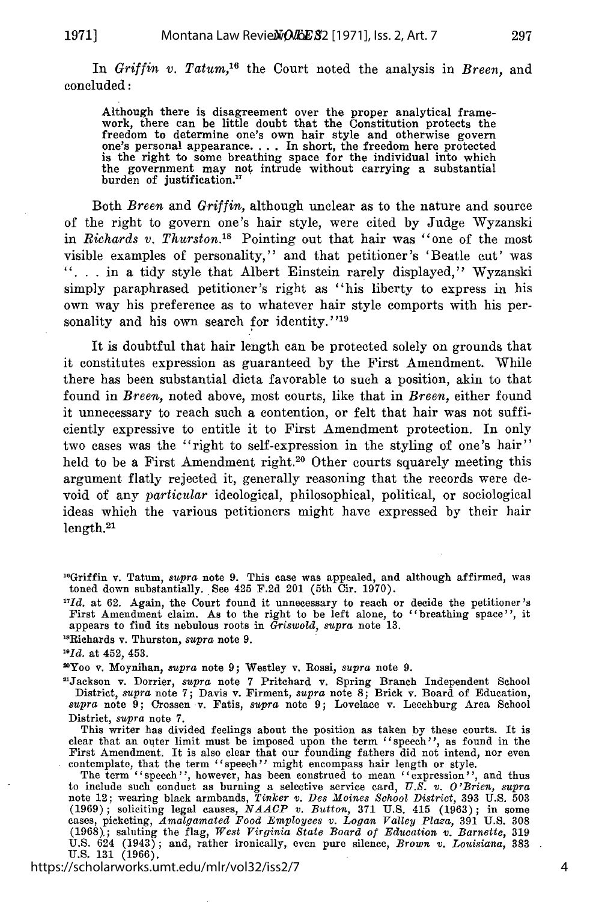In *Griffin v. Tatum*,[16] the Court noted the analysis in *Breen*, and concluded:

> Although there is disagreement over the proper analytical framework, there can be little doubt that the Constitution protects the freedom to determine one's own hair style and otherwise govern one's personal appearance. . . . In short, the freedom here protected is the right to some breathing space for the individual into which the government may not intrude without carrying a substantial burden of justification.[17]

Both *Breen* and *Griffin*, although unclear as to the nature and source of the right to govern one's hair style, were cited by Judge Wyzanski in *Richards v. Thurston*.[18] Pointing out that hair was "one of the most visible examples of personality," and that petitioner's 'Beatle cut' was ". . . in a tidy style that Albert Einstein rarely displayed," Wyzanski simply paraphrased petitioner's right as "his liberty to express in his own way his preference as to whatever hair style comports with his personality and his own search for identity."[19]

It is doubtful that hair length can be protected solely on grounds that it constitutes expression as guaranteed by the First Amendment. While there has been substantial dicta favorable to such a position, akin to that found in *Breen*, noted above, most courts, like that in *Breen*, either found it unnecessary to reach such a contention, or felt that hair was not sufficiently expressive to entitle it to First Amendment protection. In only two cases was the "right to self-expression in the styling of one's hair" held to be a First Amendment right.[20] Other courts squarely meeting this argument flatly rejected it, generally reasoning that the records were devoid of any *particular* ideological, philosophical, political, or sociological ideas which the various petitioners might have expressed by their hair length.[21]

---

[16]Griffin v. Tatum, *supra* note 9. This case was appealed, and although affirmed, was toned down substantially. See 425 F.2d 201 (5th Cir. 1970).

[17]*Id.* at 62. Again, the Court found it unnecessary to reach or decide the petitioner's First Amendment claim. As to the right to be left alone, to "breathing space", it appears to find its nebulous roots in *Griswold, supra* note 13.

[18]Richards v. Thurston, *supra* note 9.

[19]*Id.* at 452, 453.

[20]Yoo v. Moynihan, *supra* note 9; Westley v. Rossi, *supra* note 9.

[21]Jackson v. Dorrier, *supra* note 7 Pritchard v. Spring Branch Independent School District, *supra* note 7; Davis v. Firment, *supra* note 8; Brick v. Board of Education, *supra* note 9; Crossen v. Fatis, *supra* note 9; Lovelace v. Leechburg Area School District, *supra* note 7.

This writer has divided feelings about the position as taken by these courts. It is clear that an outer limit must be imposed upon the term "speech", as found in the First Amendment. It is also clear that our founding fathers did not intend, nor even contemplate, that the term "speech" might encompass hair length or style.

The term "speech", however, has been construed to mean "expression", and thus to include such conduct as burning a selective service card, *U.S. v. O'Brien, supra* note 12; wearing black armbands, *Tinker v. Des Moines School District*, 393 U.S. 503 (1969); soliciting legal causes, *NAACP v. Button*, 371 U.S. 415 (1963); in some cases, picketing, *Amalgamated Food Employees v. Logan Valley Plaza*, 391 U.S. 308 (1968); saluting the flag, *West Virginia State Board of Education v. Barnette*, 319 U.S. 624 (1943); and, rather ironically, even pure silence, *Brown v. Louisiana*, 383 U.S. 131 (1966).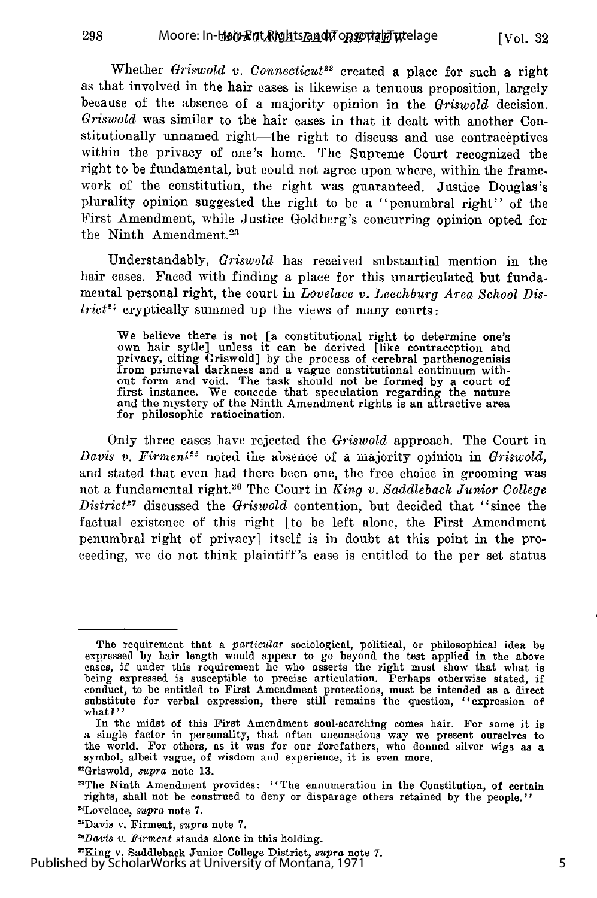Whether *Griswold v. Connecticut*[22] created a place for such a right as that involved in the hair cases is likewise a tenuous proposition, largely because of the absence of a majority opinion in the *Griswold* decision. *Griswold* was similar to the hair cases in that it dealt with another Constitutionally unnamed right—the right to discuss and use contraceptives within the privacy of one's home. The Supreme Court recognized the right to be fundamental, but could not agree upon where, within the framework of the constitution, the right was guaranteed. Justice Douglas's plurality opinion suggested the right to be a "penumbral right" of the First Amendment, while Justice Goldberg's concurring opinion opted for the Ninth Amendment.[23]

Understandably, *Griswold* has received substantial mention in the hair cases. Faced with finding a place for this unarticulated but fundamental personal right, the court in *Lovelace v. Leechburg Area School District*[24] cryptically summed up the views of many courts:

> We believe there is not [a constitutional right to determine one's own hair sytle] unless it can be derived [like contraception and privacy, citing Griswold] by the process of cerebral parthenogenisis from primeval darkness and a vague constitutional continuum without form and void. The task should not be formed by a court of first instance. We concede that speculation regarding the nature and the mystery of the Ninth Amendment rights is an attractive area for philosophic ratiocination.

Only three cases have rejected the *Griswold* approach. The Court in *Davis v. Firment*[25] noted the absence of a majority opinion in *Griswold*, and stated that even had there been one, the free choice in grooming was not a fundamental right.[26] The Court in *King v. Saddleback Junior College District*[27] discussed the *Griswold* contention, but decided that "since the factual existence of this right [to be left alone, the First Amendment penumbral right of privacy] itself is in doubt at this point in the proceeding, we do not think plaintiff's case is entitled to the per set status

---

The requirement that a *particular* sociological, political, or philosophical idea be expressed by hair length would appear to go beyond the test applied in the above cases, if under this requirement he who asserts the right must show that what is being expressed is susceptible to precise articulation. Perhaps otherwise stated, if conduct, to be entitled to First Amendment protections, must be intended as a direct substitute for verbal expression, there still remains the question, "expression of what?"

In the midst of this First Amendment soul-searching comes hair. For some it is a single factor in personality, that often unconscious way we present ourselves to the world. For others, as it was for our forefathers, who donned silver wigs as a symbol, albeit vague, of wisdom and experience, it is even more.

[22] Griswold, *supra* note 13.

[23] The Ninth Amendment provides: "The ennumeration in the Constitution, of certain rights, shall not be construed to deny or disparage others retained by the people."

[24] Lovelace, *supra* note 7.

[25] Davis v. Firment, *supra* note 7.

[26] *Davis v. Firment* stands alone in this holding.

[27] King v. Saddleback Junior College District, *supra* note 7.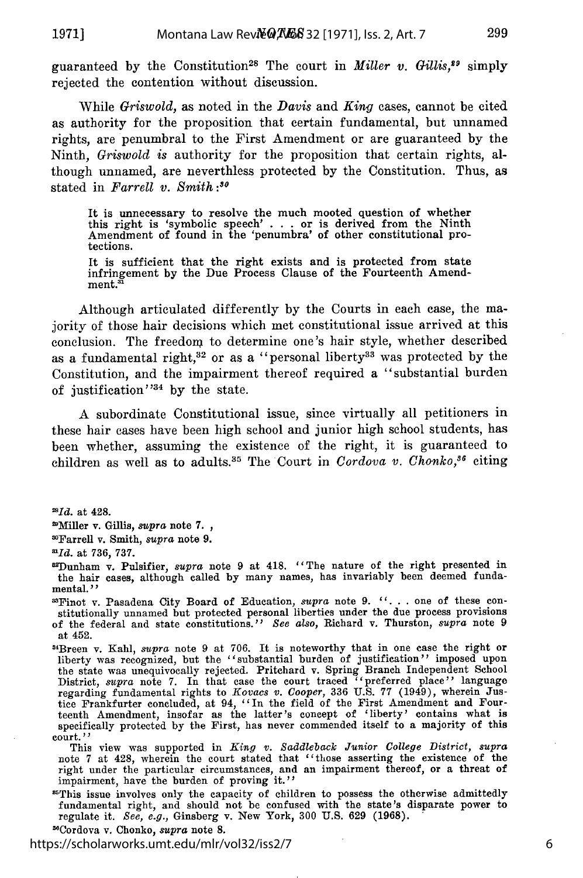guaranteed by the Constitution[28] The court in *Miller v. Gillis,*[29] simply rejected the contention without discussion.

While *Griswold,* as noted in the *Davis* and *King* cases, cannot be cited as authority for the proposition that certain fundamental, but unnamed rights, are penumbral to the First Amendment or are guaranteed by the Ninth, *Griswold is* authority for the proposition that certain rights, although unnamed, are neverthless protected by the Constitution. Thus, as stated in *Farrell v. Smith:*[30]

> It is unnecessary to resolve the much mooted question of whether this right is 'symbolic speech' . . . or is derived from the Ninth Amendment of found in the 'penumbra' of other constitutional protections.
>
> It is sufficient that the right exists and is protected from state infringement by the Due Process Clause of the Fourteenth Amendment.[31]

Although articulated differently by the Courts in each case, the majority of those hair decisions which met constitutional issue arrived at this conclusion. The freedom to determine one's hair style, whether described as a fundamental right,[32] or as a "personal liberty[33] was protected by the Constitution, and the impairment thereof required a "substantial burden of justification"[34] by the state.

A subordinate Constitutional issue, since virtually all petitioners in these hair cases have been high school and junior high school students, has been whether, assuming the existence of the right, it is guaranteed to children as well as to adults.[35] The Court in *Cordova v. Chonko,*[36] citing

---

[28]*Id.* at 428.

[29]Miller v. Gillis, *supra* note 7. ,

[30]Farrell v. Smith, *supra* note 9.

[31]*Id.* at 736, 737.

[32]Dunham v. Pulsifier, *supra* note 9 at 418. "The nature of the right presented in the hair cases, although called by many names, has invariably been deemed fundamental."

[33]Finot v. Pasadena City Board of Education, *supra* note 9. ". . . one of these constitutionally unnamed but protected personal liberties under the due process provisions of the federal and state constitutions." *See also,* Richard v. Thurston, *supra* note 9 at 452.

[34]Breen v. Kahl, *supra* note 9 at 706. It is noteworthy that in one case the right or liberty was recognized, but the "substantial burden of justification" imposed upon the state was unequivocally rejected. Pritchard v. Spring Branch Independent School District, *supra* note 7. In that case the court traced "preferred place" language regarding fundamental rights to *Kovacs v. Cooper,* 336 U.S. 77 (1949), wherein Justice Frankfurter concluded, at 94, "In the field of the First Amendment and Fourteenth Amendment, insofar as the latter's concept of 'liberty' contains what is specifically protected by the First, has never commended itself to a majority of this court."

This view was supported in *King v. Saddleback Junior College District, supra* note 7 at 428, wherein the court stated that "those asserting the existence of the right under the particular circumstances, and an impairment thereof, or a threat of impairment, have the burden of proving it."

[35]This issue involves only the capacity of children to possess the otherwise admittedly fundamental right, and should not be confused with the state's disparate power to regulate it. *See, e.g.,* Ginsberg v. New York, 300 U.S. 629 (1968).

[36]Cordova v. Chonko, *supra* note 8.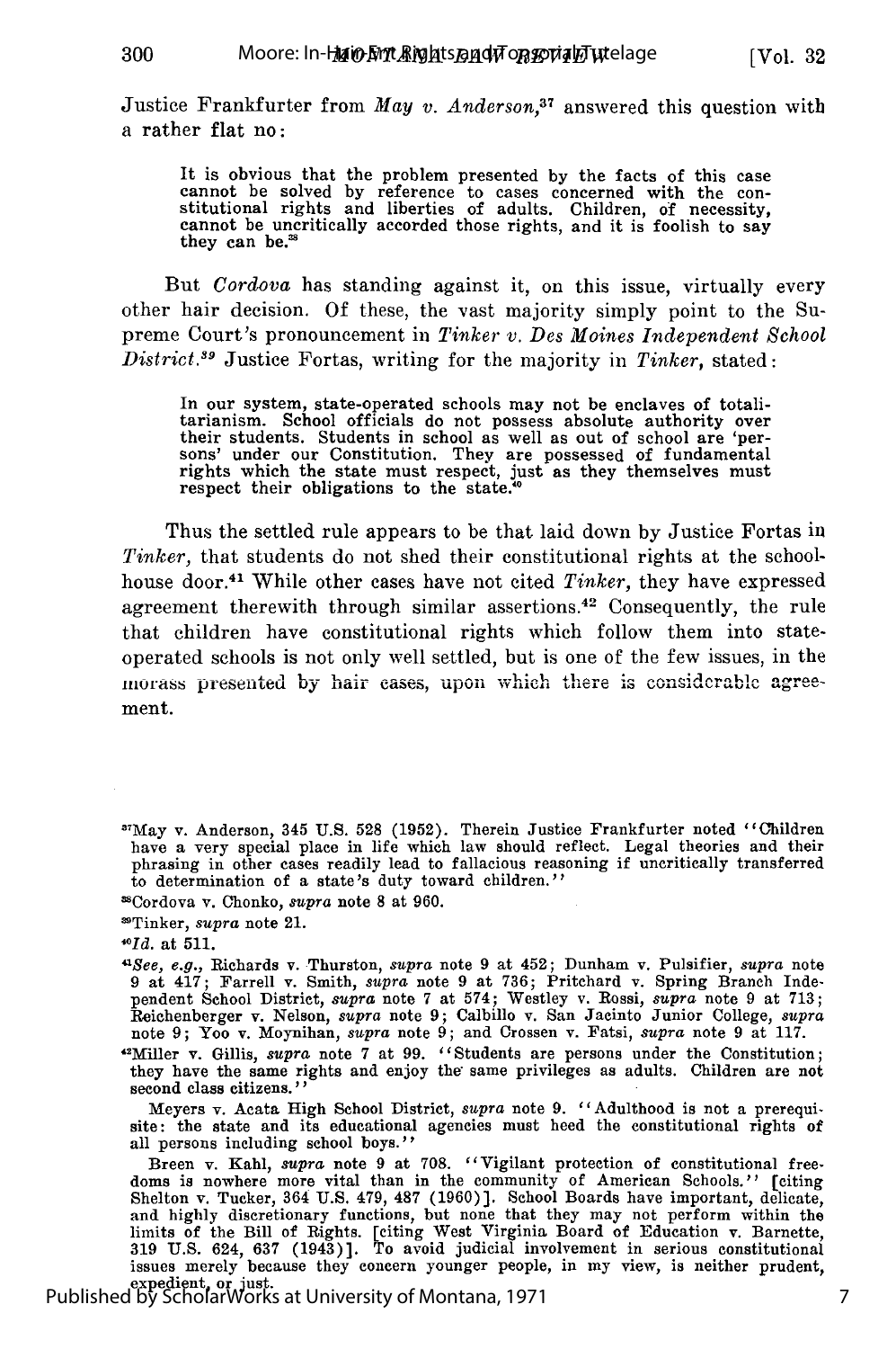Justice Frankfurter from *May v. Anderson*,[37] answered this question with a rather flat no:

> It is obvious that the problem presented by the facts of this case cannot be solved by reference to cases concerned with the constitutional rights and liberties of adults. Children, of necessity, cannot be uncritically accorded those rights, and it is foolish to say they can be.[38]

But *Cordova* has standing against it, on this issue, virtually every other hair decision. Of these, the vast majority simply point to the Supreme Court's pronouncement in *Tinker v. Des Moines Independent School District*.[39] Justice Fortas, writing for the majority in *Tinker*, stated:

> In our system, state-operated schools may not be enclaves of totalitarianism. School officials do not possess absolute authority over their students. Students in school as well as out of school are 'persons' under our Constitution. They are possessed of fundamental rights which the state must respect, just as they themselves must respect their obligations to the state.[40]

Thus the settled rule appears to be that laid down by Justice Fortas in *Tinker*, that students do not shed their constitutional rights at the schoolhouse door.[41] While other cases have not cited *Tinker*, they have expressed agreement therewith through similar assertions.[42] Consequently, the rule that children have constitutional rights which follow them into state-operated schools is not only well settled, but is one of the few issues, in the morass presented by hair cases, upon which there is considerable agreement.

---

[37]May v. Anderson, 345 U.S. 528 (1952). Therein Justice Frankfurter noted "Children have a very special place in life which law should reflect. Legal theories and their phrasing in other cases readily lead to fallacious reasoning if uncritically transferred to determination of a state's duty toward children."

[38]Cordova v. Chonko, *supra* note 8 at 960.

[39]Tinker, *supra* note 21.

[40]*Id.* at 511.

[41]*See, e.g.*, Richards v. Thurston, *supra* note 9 at 452; Dunham v. Pulsifier, *supra* note 9 at 417; Farrell v. Smith, *supra* note 9 at 736; Pritchard v. Spring Branch Independent School District, *supra* note 7 at 574; Westley v. Rossi, *supra* note 9 at 713; Reichenberger v. Nelson, *supra* note 9; Calbillo v. San Jacinto Junior College, *supra* note 9; Yoo v. Moynihan, *supra* note 9; and Crossen v. Fatsi, *supra* note 9 at 117.

[42]Miller v. Gillis, *supra* note 7 at 99. "Students are persons under the Constitution; they have the same rights and enjoy the same privileges as adults. Children are not second class citizens."

Meyers v. Acata High School District, *supra* note 9. "Adulthood is not a prerequisite: the state and its educational agencies must heed the constitutional rights of all persons including school boys."

Breen v. Kahl, *supra* note 9 at 708. "Vigilant protection of constitutional freedoms is nowhere more vital than in the community of American Schools." [citing Shelton v. Tucker, 364 U.S. 479, 487 (1960)]. School Boards have important, delicate, and highly discretionary functions, but none that they may not perform within the limits of the Bill of Rights. [citing West Virginia Board of Education v. Barnette, 319 U.S. 624, 637 (1943)]. To avoid judicial involvement in serious constitutional issues merely because they concern younger people, in my view, is neither prudent, expedient, or just.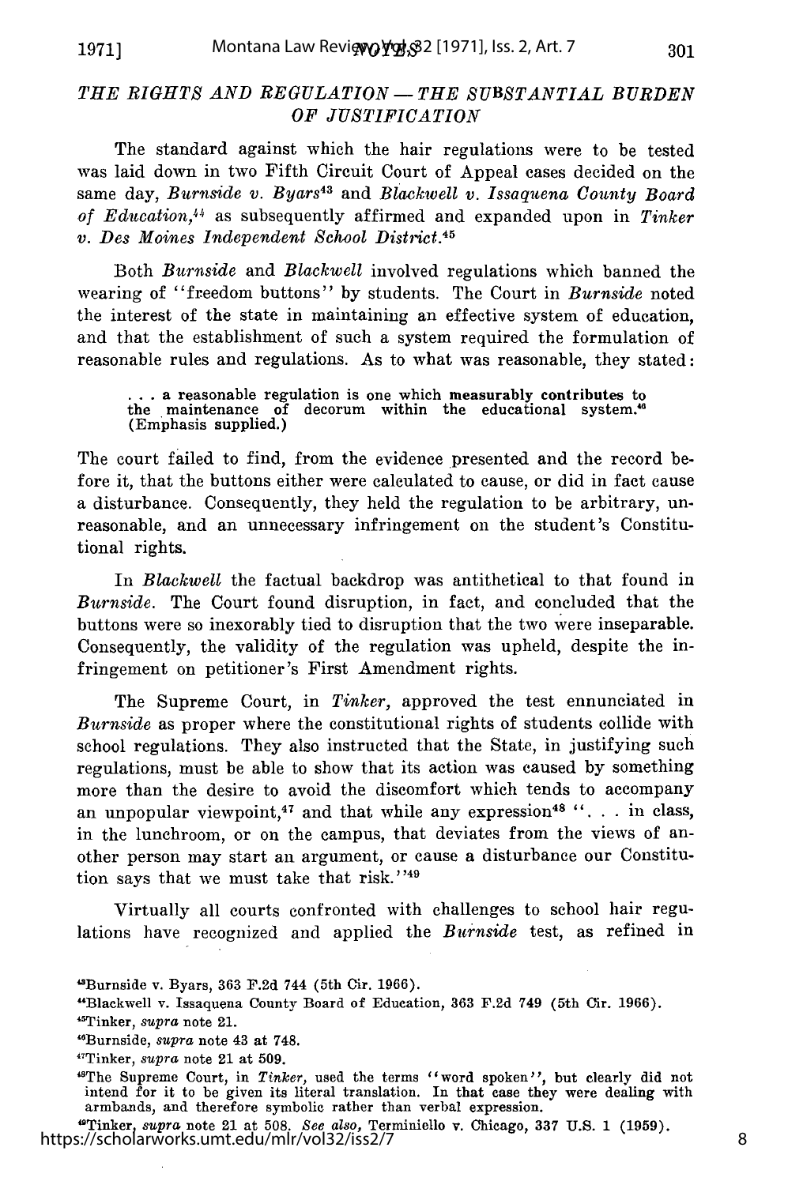### *THE RIGHTS AND REGULATION — THE SUBSTANTIAL BURDEN OF JUSTIFICATION*

The standard against which the hair regulations were to be tested was laid down in two Fifth Circuit Court of Appeal cases decided on the same day, *Burnside v. Byars*[43] and *Blackwell v. Issaquena County Board of Education*,[44] as subsequently affirmed and expanded upon in *Tinker v. Des Moines Independent School District*.[45]

Both *Burnside* and *Blackwell* involved regulations which banned the wearing of "freedom buttons" by students. The Court in *Burnside* noted the interest of the state in maintaining an effective system of education, and that the establishment of such a system required the formulation of reasonable rules and regulations. As to what was reasonable, they stated:

> . . . a reasonable regulation is one which **measurably contributes** to the maintenance of decorum within the educational system.[46] (Emphasis supplied.)

The court failed to find, from the evidence presented and the record before it, that the buttons either were calculated to cause, or did in fact cause a disturbance. Consequently, they held the regulation to be arbitrary, unreasonable, and an unnecessary infringement on the student's Constitutional rights.

In *Blackwell* the factual backdrop was antithetical to that found in *Burnside*. The Court found disruption, in fact, and concluded that the buttons were so inexorably tied to disruption that the two were inseparable. Consequently, the validity of the regulation was upheld, despite the infringement on petitioner's First Amendment rights.

The Supreme Court, in *Tinker*, approved the test ennunciated in *Burnside* as proper where the constitutional rights of students collide with school regulations. They also instructed that the State, in justifying such regulations, must be able to show that its action was caused by something more than the desire to avoid the discomfort which tends to accompany an unpopular viewpoint,[47] and that while any expression[48] ". . . in class, in the lunchroom, or on the campus, that deviates from the views of another person may start an argument, or cause a disturbance our Constitution says that we must take that risk."[49]

Virtually all courts confronted with challenges to school hair regulations have recognized and applied the *Burnside* test, as refined in

---

[43] Burnside v. Byars, 363 F.2d 744 (5th Cir. 1966).

[44] Blackwell v. Issaquena County Board of Education, 363 F.2d 749 (5th Cir. 1966).

[45] Tinker, *supra* note 21.

[46] Burnside, *supra* note 43 at 748.

[47] Tinker, *supra* note 21 at 509.

[48] The Supreme Court, in *Tinker,* used the terms "word spoken", but clearly did not intend for it to be given its literal translation. In that case they were dealing with armbands, and therefore symbolic rather than verbal expression.

[49] Tinker, *supra* note 21 at 508. *See also,* Terminiello v. Chicago, 337 U.S. 1 (1959).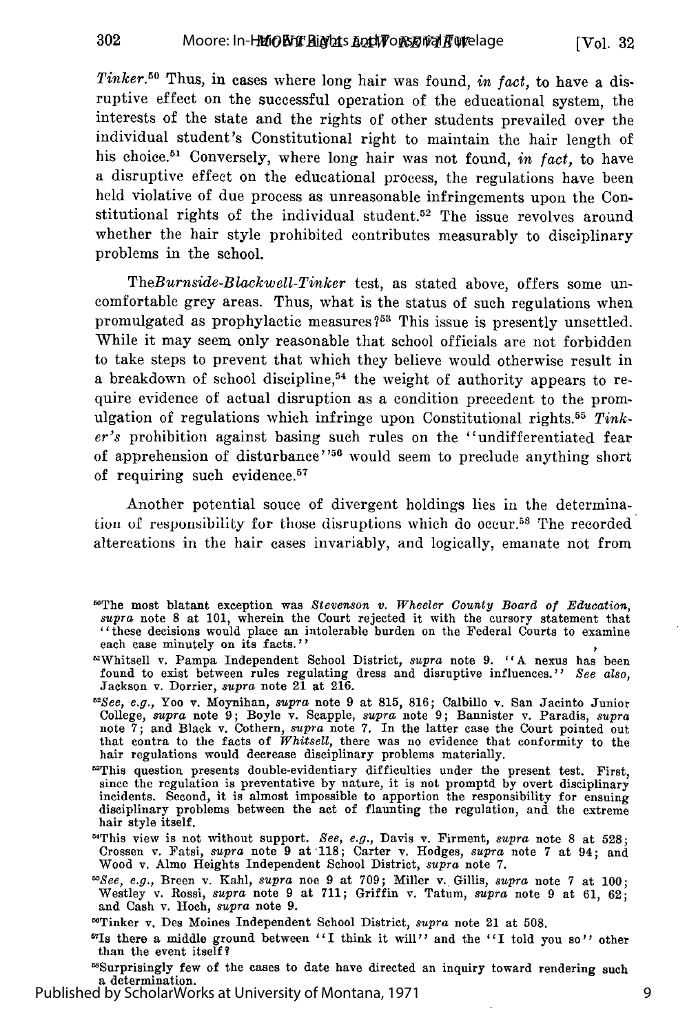*Tinker*.[50] Thus, in cases where long hair was found, *in fact*, to have a disruptive effect on the successful operation of the educational system, the interests of the state and the rights of other students prevailed over the individual student's Constitutional right to maintain the hair length of his choice.[51] Conversely, where long hair was not found, *in fact*, to have a disruptive effect on the educational process, the regulations have been held violative of due process as unreasonable infringements upon the Constitutional rights of the individual student.[52] The issue revolves around whether the hair style prohibited contributes measurably to disciplinary problems in the school.

The*Burnside-Blackwell-Tinker* test, as stated above, offers some uncomfortable grey areas. Thus, what is the status of such regulations when promulgated as prophylactic measures?[53] This issue is presently unsettled. While it may seem only reasonable that school officials are not forbidden to take steps to prevent that which they believe would otherwise result in a breakdown of school discipline,[54] the weight of authority appears to require evidence of actual disruption as a condition precedent to the promulgation of regulations which infringe upon Constitutional rights.[55] *Tinker's* prohibition against basing such rules on the "undifferentiated fear of apprehension of disturbance"[56] would seem to preclude anything short of requiring such evidence.[57]

Another potential souce of divergent holdings lies in the determination of responsibility for those disruptions which do occur.[58] The recorded altercations in the hair cases invariably, and logically, emanate not from

---

[50]The most blatant exception was *Stevenson v. Wheeler County Board of Education*, *supra* note 8 at 101, wherein the Court rejected it with the cursory statement that "these decisions would place an intolerable burden on the Federal Courts to examine each case minutely on its facts."

[51]Whitsell v. Pampa Independent School District, *supra* note 9. "A nexus has been found to exist between rules regulating dress and disruptive influences." *See also*, Jackson v. Dorrier, *supra* note 21 at 216.

[52]*See, e.g.*, Yoo v. Moynihan, *supra* note 9 at 815, 816; Calbillo v. San Jacinto Junior College, *supra* note 9; Boyle v. Scapple, *supra* note 9; Bannister v. Paradis, *supra* note 7; and Black v. Cothern, *supra* note 7. In the latter case the Court pointed out that contra to the facts of *Whitsell*, there was no evidence that conformity to the hair regulations would decrease disciplinary problems materially.

[53]This question presents double-evidentiary difficulties under the present test. First, since the regulation is preventative by nature, it is not promptd by overt disciplinary incidents. Second, it is almost impossible to apportion the responsibility for ensuing disciplinary problems between the act of flaunting the regulation, and the extreme hair style itself.

[54]This view is not without support. *See, e.g.*, Davis v. Firment, *supra* note 8 at 528; Crossen v. Fatsi, *supra* note 9 at 118; Carter v. Hodges, *supra* note 7 at 94; and Wood v. Almo Heights Independent School District, *supra* note 7.

[55]*See, e.g.*, Breen v. Kahl, *supra* noe 9 at 709; Miller v. Gillis, *supra* note 7 at 100; Westley v. Rossi, *supra* note 9 at 711; Griffin v. Tatum, *supra* note 9 at 61, 62; and Cash v. Hoch, *supra* note 9.

[56]Tinker v. Des Moines Independent School District, *supra* note 21 at 508.

[57]Is there a middle ground between "I think it will" and the "I told you so" other than the event itself?

[58]Surprisingly few of the cases to date have directed an inquiry toward rendering such a determination.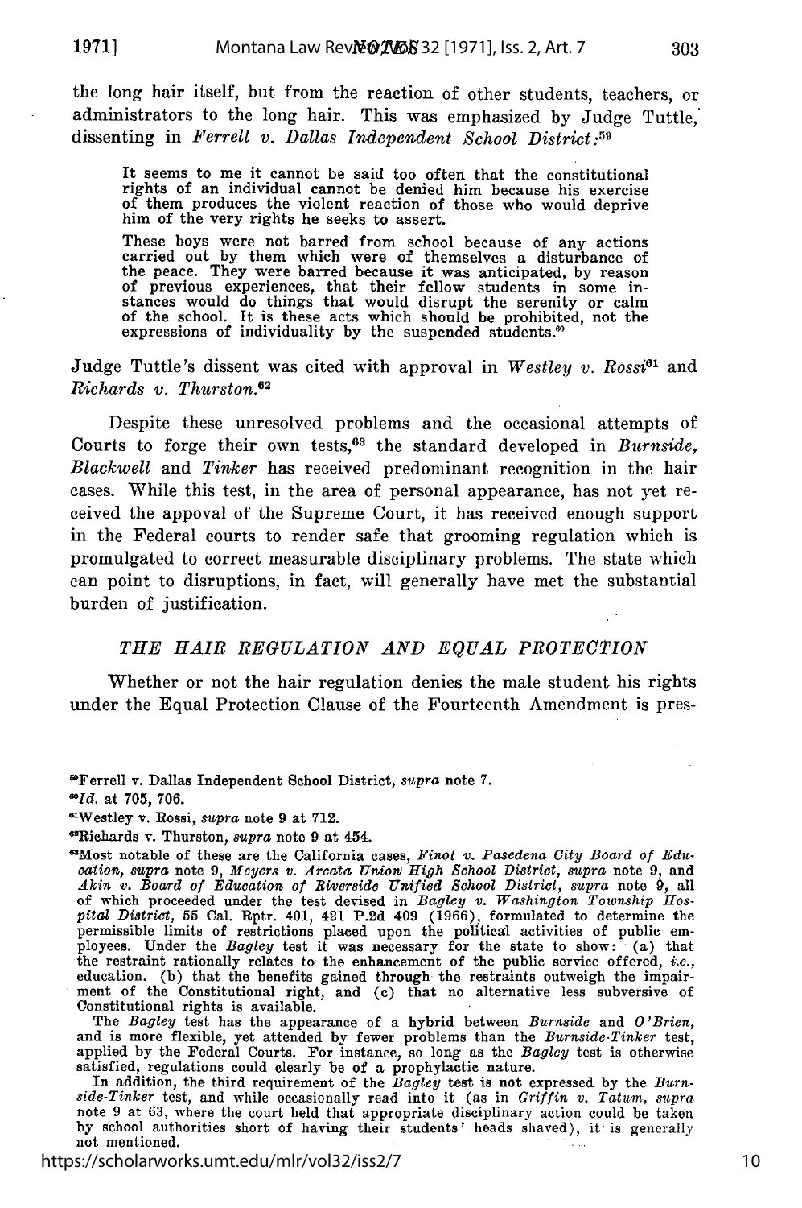the long hair itself, but from the reaction of other students, teachers, or administrators to the long hair. This was emphasized by Judge Tuttle, dissenting in *Ferrell v. Dallas Independent School District*:[59]

> It seems to me it cannot be said too often that the constitutional rights of an individual cannot be denied him because his exercise of them produces the violent reaction of those who would deprive him of the very rights he seeks to assert.
>
> These boys were not barred from school because of any actions carried out by them which were of themselves a disturbance of the peace. They were barred because it was anticipated, by reason of previous experiences, that their fellow students in some instances would do things that would disrupt the serenity or calm of the school. It is these acts which should be prohibited, not the expressions of individuality by the suspended students.[60]

Judge Tuttle's dissent was cited with approval in *Westley v. Rossi*[61] and *Richards v. Thurston.*[62]

Despite these unresolved problems and the occasional attempts of Courts to forge their own tests,[63] the standard developed in *Burnside, Blackwell* and *Tinker* has received predominant recognition in the hair cases. While this test, in the area of personal appearance, has not yet received the appoval of the Supreme Court, it has received enough support in the Federal courts to render safe that grooming regulation which is promulgated to correct measurable disciplinary problems. The state which can point to disruptions, in fact, will generally have met the substantial burden of justification.

## *THE HAIR REGULATION AND EQUAL PROTECTION*

Whether or not the hair regulation denies the male student his rights under the Equal Protection Clause of the Fourteenth Amendment is pres-

---

[59]Ferrell v. Dallas Independent School District, *supra* note 7.

[60]*Id.* at 705, 706.

[61]Westley v. Rossi, *supra* note 9 at 712.

[62]Richards v. Thurston, *supra* note 9 at 454.

[63]Most notable of these are the California cases, *Finot v. Pasedena City Board of Education*, *supra* note 9, *Meyers v. Arcata Union High School District*, *supra* note 9, and *Akin v. Board of Education of Riverside Unified School District*, *supra* note 9, all of which proceeded under the test devised in *Bagley v. Washington Township Hospital District*, 55 Cal. Rptr. 401, 421 P.2d 409 (1966), formulated to determine the permissible limits of restrictions placed upon the political activities of public employees. Under the *Bagley* test it was necessary for the state to show: (a) that the restraint rationally relates to the enhancement of the public service offered, *i.e.*, education. (b) that the benefits gained through the restraints outweigh the impairment of the Constitutional right, and (c) that no alternative less subversive of Constitutional rights is available.

The *Bagley* test has the appearance of a hybrid between *Burnside* and *O'Brien*, and is more flexible, yet attended by fewer problems than the *Burnside-Tinker* test, applied by the Federal Courts. For instance, so long as the *Bagley* test is otherwise satisfied, regulations could clearly be of a prophylactic nature.

In addition, the third requirement of the *Bagley* test is not expressed by the *Burnside-Tinker* test, and while occasionally read into it (as in *Griffin v. Tatum*, *supra* note 9 at 63, where the court held that appropriate disciplinary action could be taken by school authorities short of having their students' heads shaved), it is generally not mentioned.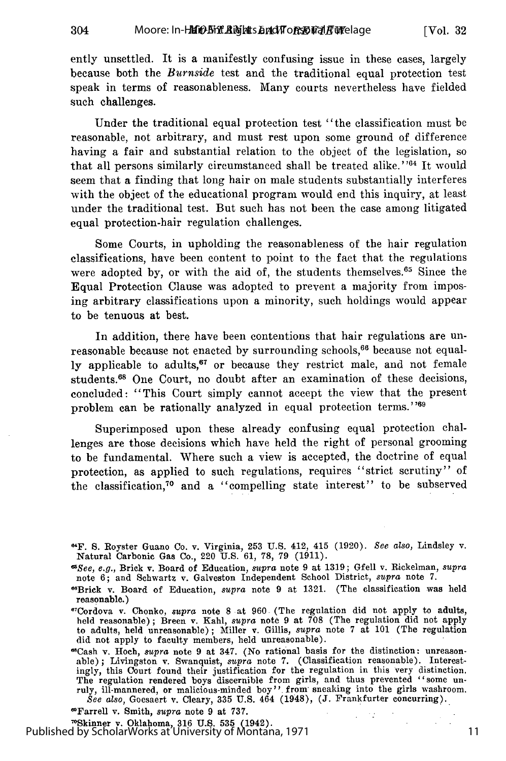ently unsettled. It is a manifestly confusing issue in these cases, largely because both the *Burnside* test and the traditional equal protection test speak in terms of reasonableness. Many courts nevertheless have fielded such challenges.

Under the traditional equal protection test "the classification must be reasonable, not arbitrary, and must rest upon some ground of difference having a fair and substantial relation to the object of the legislation, so that all persons similarly circumstanced shall be treated alike."[64] It would seem that a finding that long hair on male students substantially interferes with the object of the educational program would end this inquiry, at least under the traditional test. But such has not been the case among litigated equal protection-hair regulation challenges.

Some Courts, in upholding the reasonableness of the hair regulation classifications, have been content to point to the fact that the regulations were adopted by, or with the aid of, the students themselves.[65] Since the Equal Protection Clause was adopted to prevent a majority from imposing arbitrary classifications upon a minority, such holdings would appear to be tenuous at best.

In addition, there have been contentions that hair regulations are unreasonable because not enacted by surrounding schools,[66] because not equally applicable to adults,[67] or because they restrict male, and not female students.[68] One Court, no doubt after an examination of these decisions, concluded: "This Court simply cannot accept the view that the present problem can be rationally analyzed in equal protection terms."[69]

Superimposed upon these already confusing equal protection challenges are those decisions which have held the right of personal grooming to be fundamental. Where such a view is accepted, the doctrine of equal protection, as applied to such regulations, requires "strict scrutiny" of the classification,[70] and a "compelling state interest" to be subserved

---

[64] F. S. Royster Guano Co. v. Virginia, 253 U.S. 412, 415 (1920). *See also,* Lindsley v. Natural Carbonic Gas Co., 220 U.S. 61, 78, 79 (1911).

[65] *See, e.g.,* Brick v. Board of Education, *supra* note 9 at 1319; Gfell v. Rickelman, *supra* note 6; and Schwartz v. Galveston Independent School District, *supra* note 7.

[66] Brick v. Board of Education, *supra* note 9 at 1321. (The classification was held reasonable.)

[67] Cordova v. Chonko, *supra* note 8 at 960 (The regulation did not apply to adults, held reasonable); Breen v. Kahl, *supra* note 9 at 708 (The regulation did not apply to adults, held unreasonable); Miller v. Gillis, *supra* note 7 at 101 (The regulation did not apply to faculty members, held unreasonable).

[68] Cash v. Hoch, *supra* note 9 at 347. (No rational basis for the distinction: unreasonable); Livingston v. Swanquist, *supra* note 7. (Classification reasonable). Interestingly, this Court found their justification for the regulation in this very distinction. The regulation rendered boys discernible from girls, and thus prevented "some unruly, ill-mannered, or malicious-minded boy" from sneaking into the girls washroom. *See also,* Goesaert v. Cleary, 335 U.S. 464 (1948), (J. Frankfurter concurring).

[69] Farrell v. Smith, *supra* note 9 at 737.

[70] Skinner v. Oklahoma, 316 U.S. 535 (1942).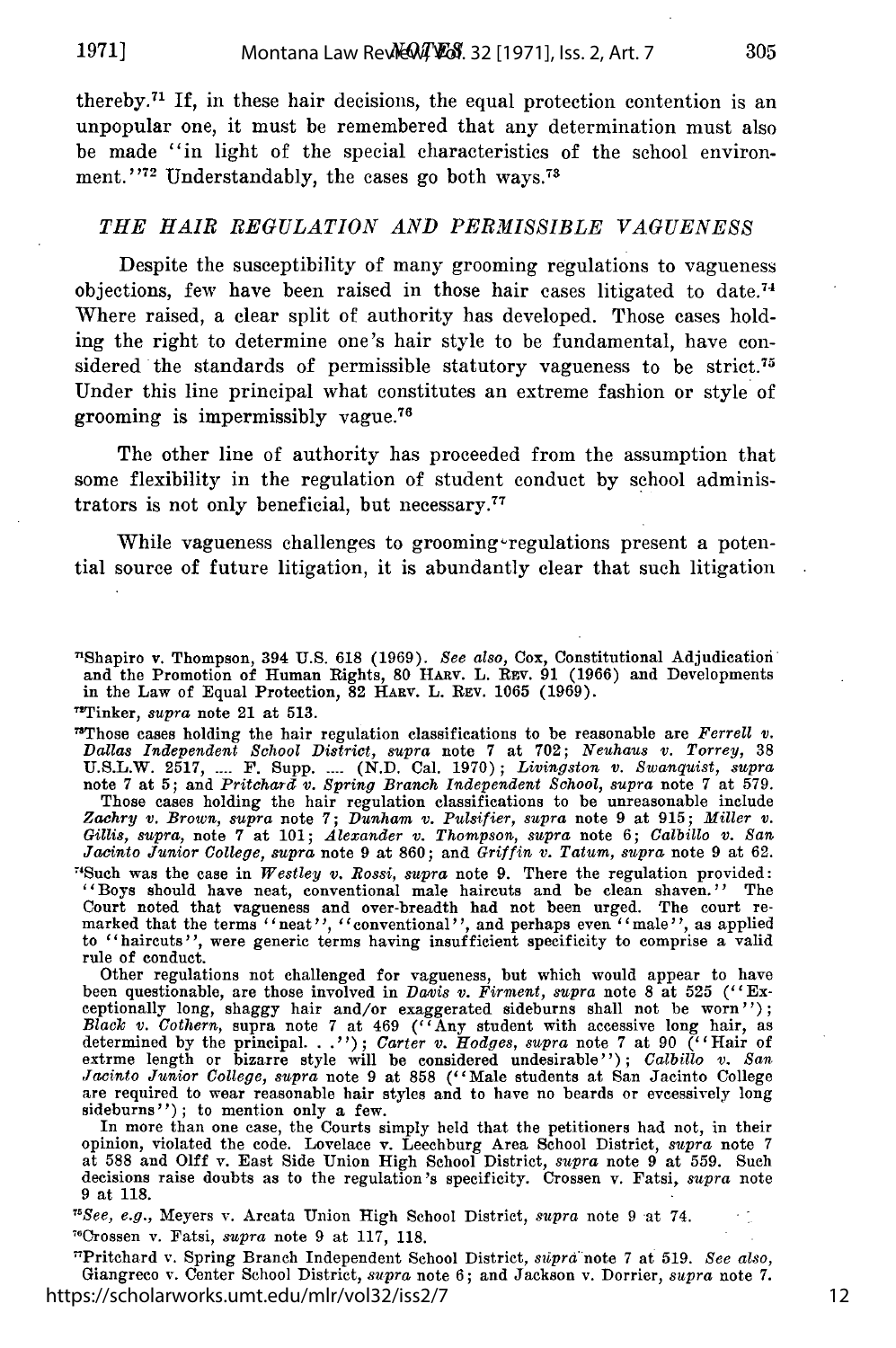thereby.[71] If, in these hair decisions, the equal protection contention is an unpopular one, it must be remembered that any determination must also be made "in light of the special characteristics of the school environment."[72] Understandably, the cases go both ways.[73]

### *THE HAIR REGULATION AND PERMISSIBLE VAGUENESS*

Despite the susceptibility of many grooming regulations to vagueness objections, few have been raised in those hair cases litigated to date.[74] Where raised, a clear split of authority has developed. Those cases holding the right to determine one's hair style to be fundamental, have considered the standards of permissible statutory vagueness to be strict.[75] Under this line principal what constitutes an extreme fashion or style of grooming is impermissibly vague.[76]

The other line of authority has proceeded from the assumption that some flexibility in the regulation of student conduct by school administrators is not only beneficial, but necessary.[77]

While vagueness challenges to grooming regulations present a potential source of future litigation, it is abundantly clear that such litigation

---

[71]Shapiro v. Thompson, 394 U.S. 618 (1969). *See also*, Cox, Constitutional Adjudication and the Promotion of Human Rights, 80 HARV. L. REV. 91 (1966) and Developments in the Law of Equal Protection, 82 HARV. L. REV. 1065 (1969).

[72]Tinker, *supra* note 21 at 513.

[73]Those cases holding the hair regulation classifications to be reasonable are *Ferrell v. Dallas Independent School District*, *supra* note 7 at 702; *Neuhaus v. Torrey*, 38 U.S.L.W. 2517, .... F. Supp. .... (N.D. Cal. 1970); *Livingston v. Swanquist*, *supra* note 7 at 5; and *Pritchard v. Spring Branch Independent School*, *supra* note 7 at 579.
Those cases holding the hair regulation classifications to be unreasonable include *Zachry v. Brown*, *supra* note 7; *Dunham v. Pulsifier*, *supra* note 9 at 915; *Miller v. Gillis*, *supra*, note 7 at 101; *Alexander v. Thompson*, *supra* note 6; *Calbillo v. San Jacinto Junior College*, *supra* note 9 at 860; and *Griffin v. Tatum*, *supra* note 9 at 62.

[74]Such was the case in *Westley v. Rossi*, *supra* note 9. There the regulation provided: "Boys should have neat, conventional male haircuts and be clean shaven." The Court noted that vagueness and over-breadth had not been urged. The court remarked that the terms "neat", "conventional", and perhaps even "male", as applied to "haircuts", were generic terms having insufficient specificity to comprise a valid rule of conduct.
Other regulations not challenged for vagueness, but which would appear to have been questionable, are those involved in *Davis v. Firment*, *supra* note 8 at 525 ("Exceptionally long, shaggy hair and/or exaggerated sideburns shall not be worn"); *Black v. Cothern*, supra note 7 at 469 ("Any student with accessive long hair, as determined by the principal. . ."); *Carter v. Hodges*, *supra* note 7 at 90 ("Hair of extrme length or bizarre style will be considered undesirable"); *Calbillo v. San Jacinto Junior College*, *supra* note 9 at 858 ("Male students at San Jacinto College are required to wear reasonable hair styles and to have no beards or evcessively long sideburns"); to mention only a few.
In more than one case, the Courts simply held that the petitioners had not, in their opinion, violated the code. Lovelace v. Leechburg Area School District, *supra* note 7 at 588 and Olff v. East Side Union High School District, *supra* note 9 at 559. Such decisions raise doubts as to the regulation's specificity. Crossen v. Fatsi, *supra* note 9 at 118.

[75]*See, e.g.*, Meyers v. Arcata Union High School District, *supra* note 9 at 74.

[76]Crossen v. Fatsi, *supra* note 9 at 117, 118.

[77]Pritchard v. Spring Branch Independent School District, *supra* note 7 at 519. *See also*, Giangreco v. Center School District, *supra* note 6; and Jackson v. Dorrier, *supra* note 7.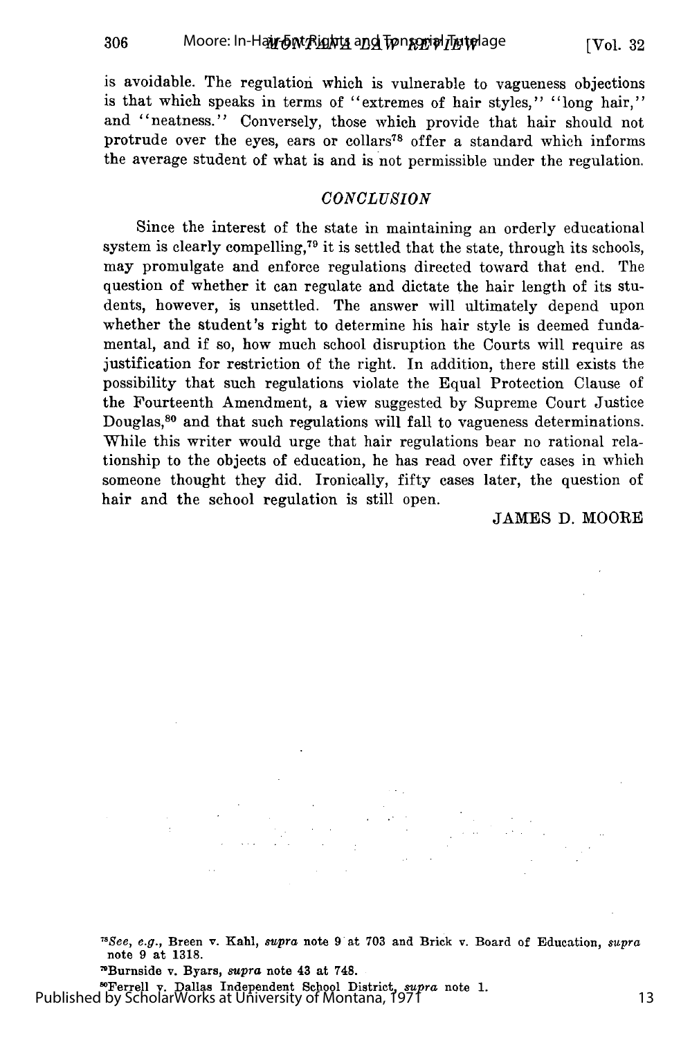is avoidable. The regulation which is vulnerable to vagueness objections is that which speaks in terms of "extremes of hair styles," "long hair," and "neatness." Conversely, those which provide that hair should not protrude over the eyes, ears or collars[78] offer a standard which informs the average student of what is and is not permissible under the regulation.

## *CONCLUSION*

Since the interest of the state in maintaining an orderly educational system is clearly compelling,[79] it is settled that the state, through its schools, may promulgate and enforce regulations directed toward that end. The question of whether it can regulate and dictate the hair length of its students, however, is unsettled. The answer will ultimately depend upon whether the student's right to determine his hair style is deemed fundamental, and if so, how much school disruption the Courts will require as justification for restriction of the right. In addition, there still exists the possibility that such regulations violate the Equal Protection Clause of the Fourteenth Amendment, a view suggested by Supreme Court Justice Douglas,[80] and that such regulations will fall to vagueness determinations. While this writer would urge that hair regulations bear no rational relationship to the objects of education, he has read over fifty cases in which someone thought they did. Ironically, fifty cases later, the question of hair and the school regulation is still open.

JAMES D. MOORE

---

[78]*See, e.g.*, Breen v. Kahl, *supra* note 9 at 703 and Brick v. Board of Education, *supra* note 9 at 1318.

[79]Burnside v. Byars, *supra* note 43 at 748.

[80]Ferrell v. Dallas Independent School District, *supra* note 1.